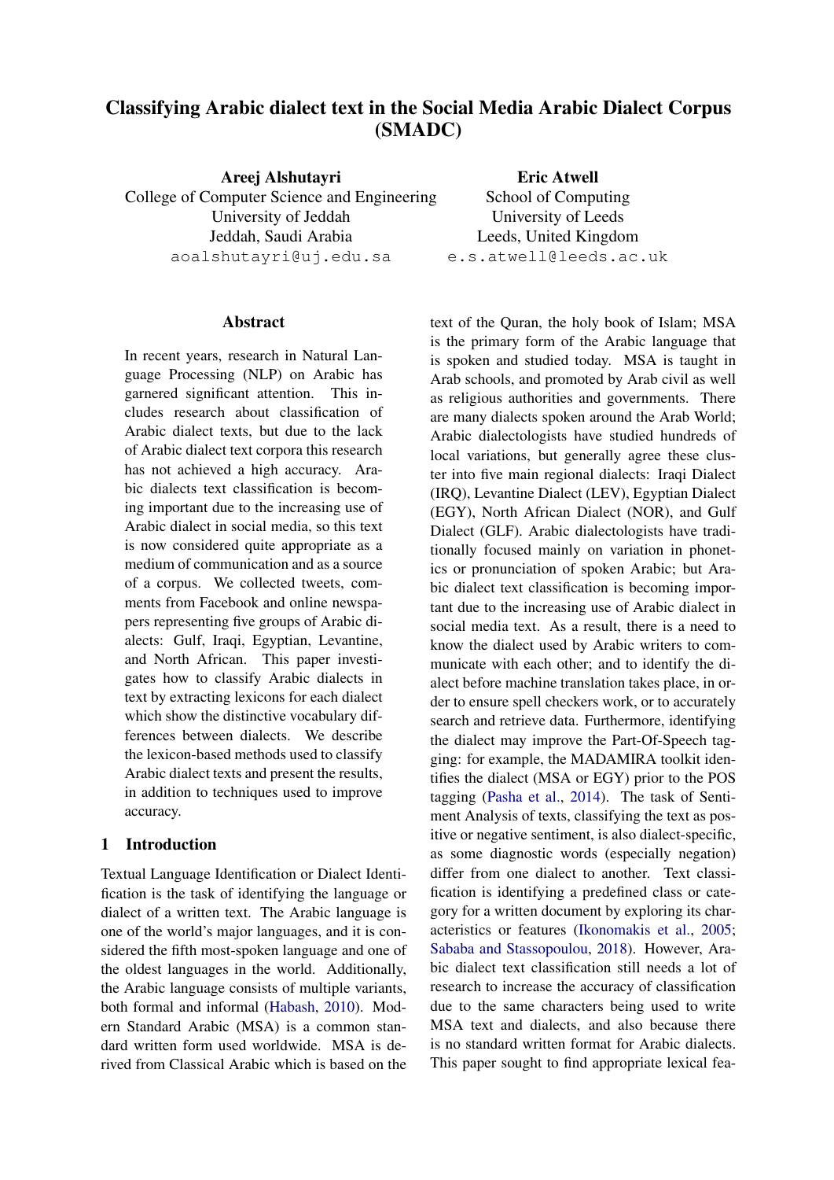# Classifying Arabic dialect text in the Social Media Arabic Dialect Corpus (SMADC)

**Areej Alshutayri**
College of Computer Science and Engineering
University of Jeddah
Jeddah, Saudi Arabia
aoalshutayri@uj.edu.sa

**Eric Atwell**
School of Computing
University of Leeds
Leeds, United Kingdom
e.s.atwell@leeds.ac.uk

## Abstract

In recent years, research in Natural Language Processing (NLP) on Arabic has garnered significant attention. This includes research about classification of Arabic dialect texts, but due to the lack of Arabic dialect text corpora this research has not achieved a high accuracy. Arabic dialects text classification is becoming important due to the increasing use of Arabic dialect in social media, so this text is now considered quite appropriate as a medium of communication and as a source of a corpus. We collected tweets, comments from Facebook and online newspapers representing five groups of Arabic dialects: Gulf, Iraqi, Egyptian, Levantine, and North African. This paper investigates how to classify Arabic dialects in text by extracting lexicons for each dialect which show the distinctive vocabulary differences between dialects. We describe the lexicon-based methods used to classify Arabic dialect texts and present the results, in addition to techniques used to improve accuracy.

## 1 Introduction

Textual Language Identification or Dialect Identification is the task of identifying the language or dialect of a written text. The Arabic language is one of the world's major languages, and it is considered the fifth most-spoken language and one of the oldest languages in the world. Additionally, the Arabic language consists of multiple variants, both formal and informal (Habash, 2010). Modern Standard Arabic (MSA) is a common standard written form used worldwide. MSA is derived from Classical Arabic which is based on the text of the Quran, the holy book of Islam; MSA is the primary form of the Arabic language that is spoken and studied today. MSA is taught in Arab schools, and promoted by Arab civil as well as religious authorities and governments. There are many dialects spoken around the Arab World; Arabic dialectologists have studied hundreds of local variations, but generally agree these cluster into five main regional dialects: Iraqi Dialect (IRQ), Levantine Dialect (LEV), Egyptian Dialect (EGY), North African Dialect (NOR), and Gulf Dialect (GLF). Arabic dialectologists have traditionally focused mainly on variation in phonetics or pronunciation of spoken Arabic; but Arabic dialect text classification is becoming important due to the increasing use of Arabic dialect in social media text. As a result, there is a need to know the dialect used by Arabic writers to communicate with each other; and to identify the dialect before machine translation takes place, in order to ensure spell checkers work, or to accurately search and retrieve data. Furthermore, identifying the dialect may improve the Part-Of-Speech tagging: for example, the MADAMIRA toolkit identifies the dialect (MSA or EGY) prior to the POS tagging (Pasha et al., 2014). The task of Sentiment Analysis of texts, classifying the text as positive or negative sentiment, is also dialect-specific, as some diagnostic words (especially negation) differ from one dialect to another. Text classification is identifying a predefined class or category for a written document by exploring its characteristics or features (Ikonomakis et al., 2005; Sababa and Stassopoulou, 2018). However, Arabic dialect text classification still needs a lot of research to increase the accuracy of classification due to the same characters being used to write MSA text and dialects, and also because there is no standard written format for Arabic dialects. This paper sought to find appropriate lexical fea-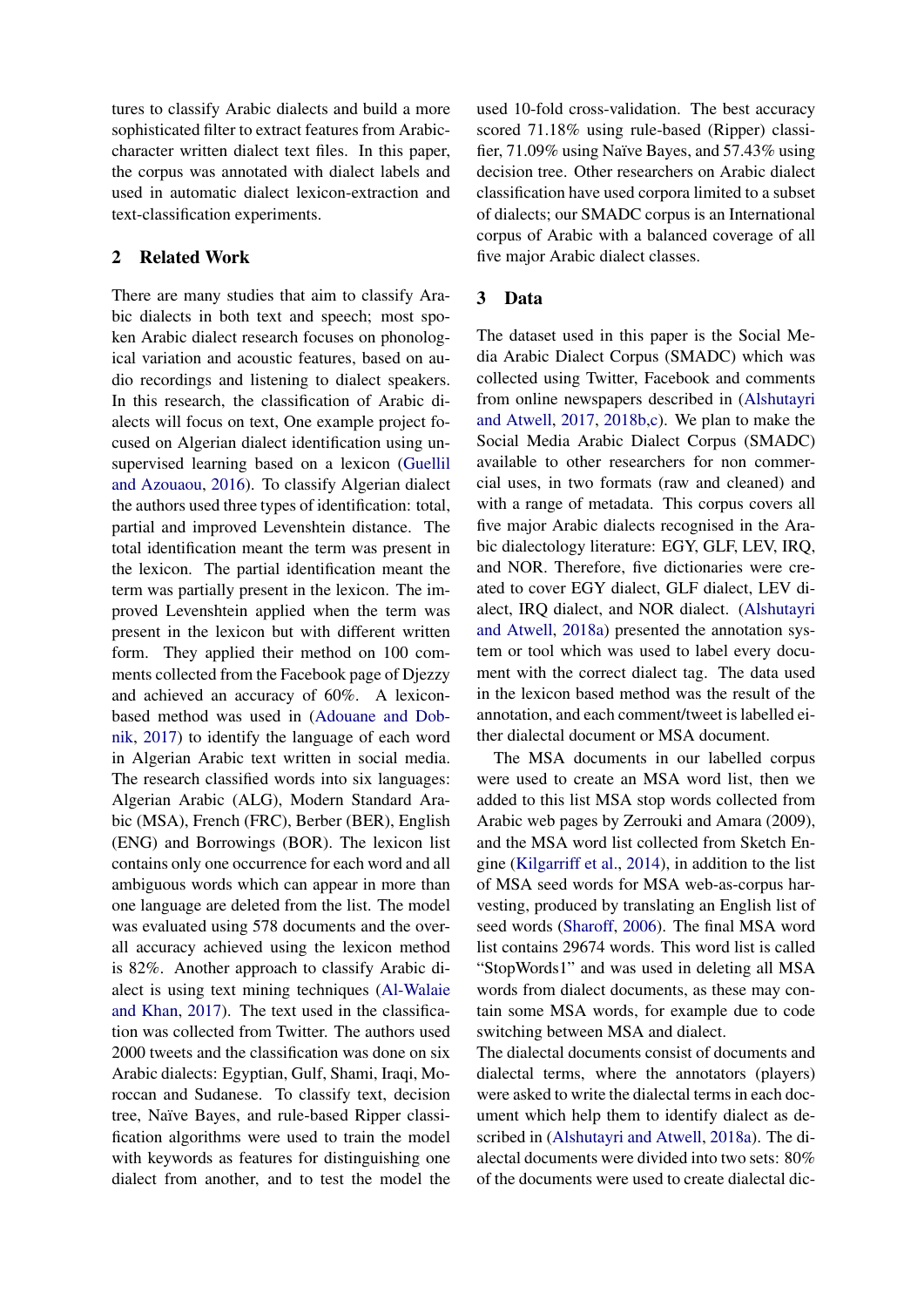tures to classify Arabic dialects and build a more sophisticated filter to extract features from Arabic-character written dialect text files. In this paper, the corpus was annotated with dialect labels and used in automatic dialect lexicon-extraction and text-classification experiments.

## 2 Related Work

There are many studies that aim to classify Arabic dialects in both text and speech; most spoken Arabic dialect research focuses on phonological variation and acoustic features, based on audio recordings and listening to dialect speakers. In this research, the classification of Arabic dialects will focus on text, One example project focused on Algerian dialect identification using unsupervised learning based on a lexicon (Guellil and Azouaou, 2016). To classify Algerian dialect the authors used three types of identification: total, partial and improved Levenshtein distance. The total identification meant the term was present in the lexicon. The partial identification meant the term was partially present in the lexicon. The improved Levenshtein applied when the term was present in the lexicon but with different written form. They applied their method on 100 comments collected from the Facebook page of Djezzy and achieved an accuracy of 60%. A lexicon-based method was used in (Adouane and Dobnik, 2017) to identify the language of each word in Algerian Arabic text written in social media. The research classified words into six languages: Algerian Arabic (ALG), Modern Standard Arabic (MSA), French (FRC), Berber (BER), English (ENG) and Borrowings (BOR). The lexicon list contains only one occurrence for each word and all ambiguous words which can appear in more than one language are deleted from the list. The model was evaluated using 578 documents and the overall accuracy achieved using the lexicon method is 82%. Another approach to classify Arabic dialect is using text mining techniques (Al-Walaie and Khan, 2017). The text used in the classification was collected from Twitter. The authors used 2000 tweets and the classification was done on six Arabic dialects: Egyptian, Gulf, Shami, Iraqi, Moroccan and Sudanese. To classify text, decision tree, Naïve Bayes, and rule-based Ripper classification algorithms were used to train the model with keywords as features for distinguishing one dialect from another, and to test the model the used 10-fold cross-validation. The best accuracy scored 71.18% using rule-based (Ripper) classifier, 71.09% using Naïve Bayes, and 57.43% using decision tree. Other researchers on Arabic dialect classification have used corpora limited to a subset of dialects; our SMADC corpus is an International corpus of Arabic with a balanced coverage of all five major Arabic dialect classes.

## 3 Data

The dataset used in this paper is the Social Media Arabic Dialect Corpus (SMADC) which was collected using Twitter, Facebook and comments from online newspapers described in (Alshutayri and Atwell, 2017, 2018b,c). We plan to make the Social Media Arabic Dialect Corpus (SMADC) available to other researchers for non commercial uses, in two formats (raw and cleaned) and with a range of metadata. This corpus covers all five major Arabic dialects recognised in the Arabic dialectology literature: EGY, GLF, LEV, IRQ, and NOR. Therefore, five dictionaries were created to cover EGY dialect, GLF dialect, LEV dialect, IRQ dialect, and NOR dialect. (Alshutayri and Atwell, 2018a) presented the annotation system or tool which was used to label every document with the correct dialect tag. The data used in the lexicon based method was the result of the annotation, and each comment/tweet is labelled either dialectal document or MSA document.

The MSA documents in our labelled corpus were used to create an MSA word list, then we added to this list MSA stop words collected from Arabic web pages by Zerrouki and Amara (2009), and the MSA word list collected from Sketch Engine (Kilgarriff et al., 2014), in addition to the list of MSA seed words for MSA web-as-corpus harvesting, produced by translating an English list of seed words (Sharoff, 2006). The final MSA word list contains 29674 words. This word list is called "StopWords1" and was used in deleting all MSA words from dialect documents, as these may contain some MSA words, for example due to code switching between MSA and dialect.

The dialectal documents consist of documents and dialectal terms, where the annotators (players) were asked to write the dialectal terms in each document which help them to identify dialect as described in (Alshutayri and Atwell, 2018a). The dialectal documents were divided into two sets: 80% of the documents were used to create dialectal dic-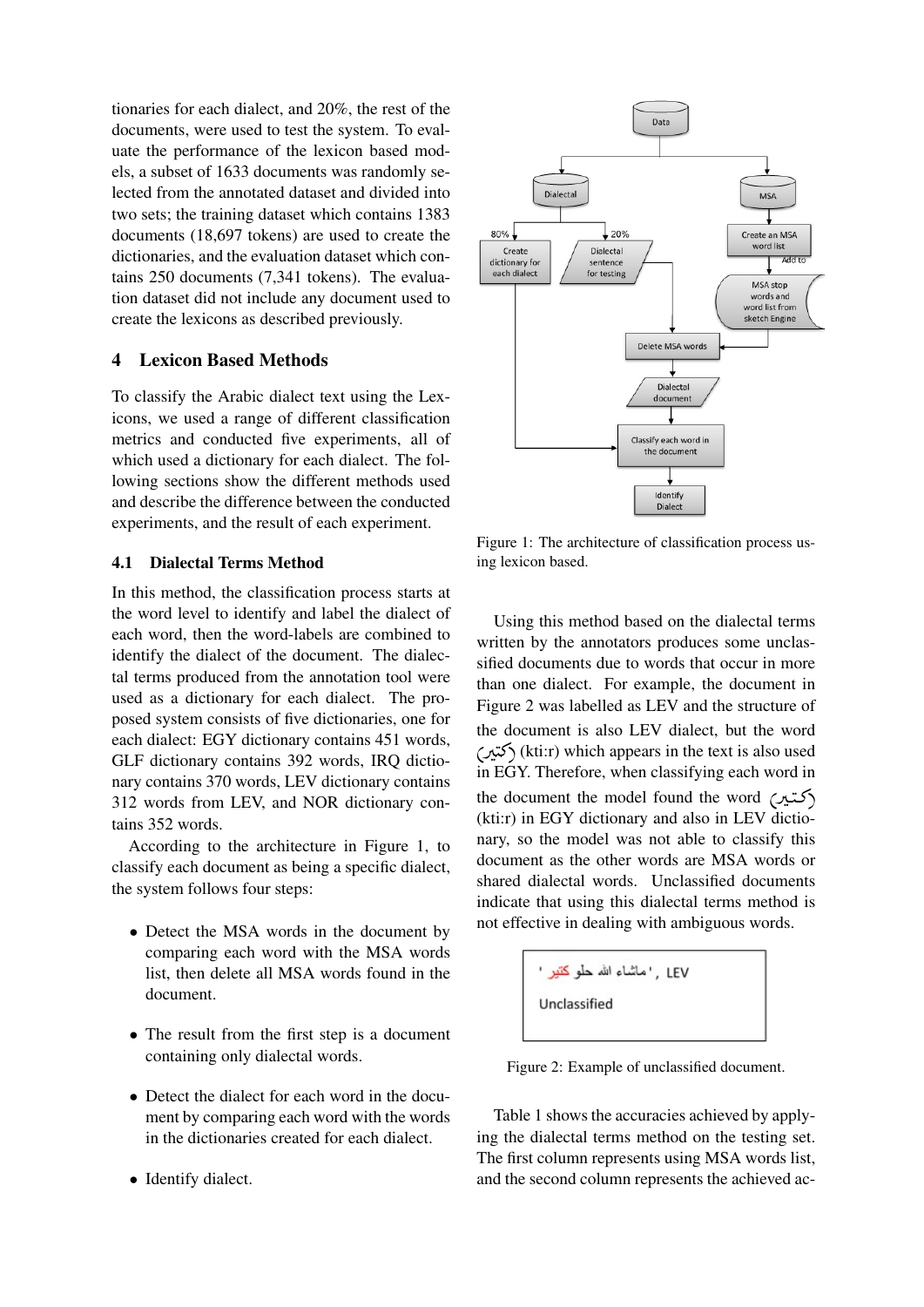tionaries for each dialect, and 20%, the rest of the documents, were used to test the system. To evaluate the performance of the lexicon based models, a subset of 1633 documents was randomly selected from the annotated dataset and divided into two sets; the training dataset which contains 1383 documents (18,697 tokens) are used to create the dictionaries, and the evaluation dataset which contains 250 documents (7,341 tokens). The evaluation dataset did not include any document used to create the lexicons as described previously.

## 4 Lexicon Based Methods

To classify the Arabic dialect text using the Lexicons, we used a range of different classification metrics and conducted five experiments, all of which used a dictionary for each dialect. The following sections show the different methods used and describe the difference between the conducted experiments, and the result of each experiment.

### 4.1 Dialectal Terms Method

In this method, the classification process starts at the word level to identify and label the dialect of each word, then the word-labels are combined to identify the dialect of the document. The dialectal terms produced from the annotation tool were used as a dictionary for each dialect. The proposed system consists of five dictionaries, one for each dialect: EGY dictionary contains 451 words, GLF dictionary contains 392 words, IRQ dictionary contains 370 words, LEV dictionary contains 312 words from LEV, and NOR dictionary contains 352 words.

According to the architecture in Figure 1, to classify each document as being a specific dialect, the system follows four steps:

- Detect the MSA words in the document by comparing each word with the MSA words list, then delete all MSA words found in the document.
- The result from the first step is a document containing only dialectal words.
- Detect the dialect for each word in the document by comparing each word with the words in the dictionaries created for each dialect.
- Identify dialect.

Figure 1: The architecture of classification process using lexicon based.

Using this method based on the dialectal terms written by the annotators produces some unclassified documents due to words that occur in more than one dialect. For example, the document in Figure 2 was labelled as LEV and the structure of the document is also LEV dialect, but the word (كتير) (kti:r) which appears in the text is also used in EGY. Therefore, when classifying each word in the document the model found the word (كتير) (kti:r) in EGY dictionary and also in LEV dictionary, so the model was not able to classify this document as the other words are MSA words or shared dialectal words. Unclassified documents indicate that using this dialectal terms method is not effective in dealing with ambiguous words.

'ماشاء الله حلو كتير', LEV

Unclassified

Figure 2: Example of unclassified document.

Table 1 shows the accuracies achieved by applying the dialectal terms method on the testing set. The first column represents using MSA words list, and the second column represents the achieved ac-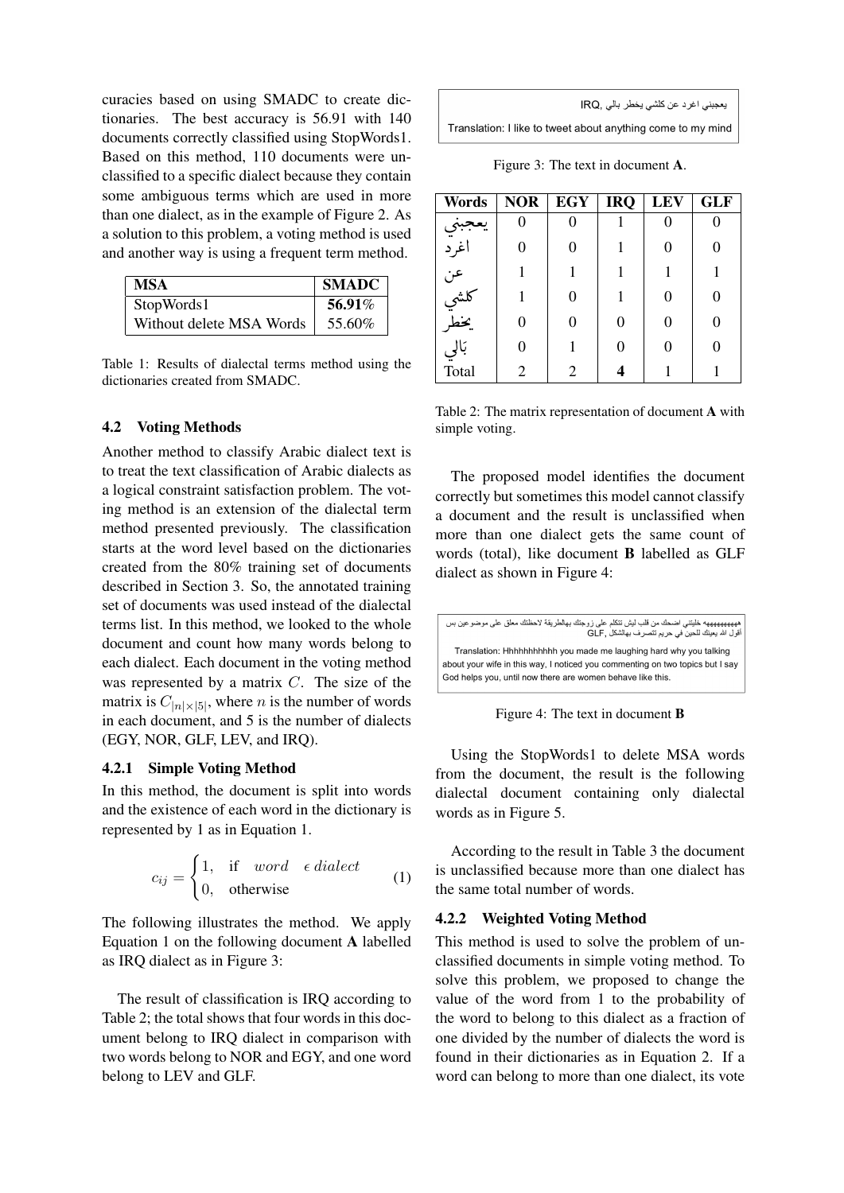curacies based on using SMADC to create dictionaries. The best accuracy is 56.91 with 140 documents correctly classified using StopWords1. Based on this method, 110 documents were unclassified to a specific dialect because they contain some ambiguous terms which are used in more than one dialect, as in the example of Figure 2. As a solution to this problem, a voting method is used and another way is using a frequent term method.

| MSA | SMADC |
|---|---|
| StopWords1 | **56.91**% |
| Without delete MSA Words | 55.60% |

Table 1: Results of dialectal terms method using the dictionaries created from SMADC.

### 4.2 Voting Methods

Another method to classify Arabic dialect text is to treat the text classification of Arabic dialects as a logical constraint satisfaction problem. The voting method is an extension of the dialectal term method presented previously. The classification starts at the word level based on the dictionaries created from the 80% training set of documents described in Section 3. So, the annotated training set of documents was used instead of the dialectal terms list. In this method, we looked to the whole document and count how many words belong to each dialect. Each document in the voting method was represented by a matrix $C$. The size of the matrix is $C_{|n| \times |5|}$, where $n$ is the number of words in each document, and 5 is the number of dialects (EGY, NOR, GLF, LEV, and IRQ).

#### 4.2.1 Simple Voting Method

In this method, the document is split into words and the existence of each word in the dictionary is represented by 1 as in Equation 1.

$$c_{ij} = \begin{cases} 1, & \text{if} \quad word \quad \epsilon \, dialect \\ 0, & \text{otherwise} \end{cases} \tag{1}$$

The following illustrates the method. We apply Equation 1 on the following document **A** labelled as IRQ dialect as in Figure 3:

يعجبني اغرد عن كلشي يخطر بالي ,IRQ

Translation: I like to tweet about anything come to my mind

Figure 3: The text in document **A**.

| Words | NOR | EGY | IRQ | LEV | GLF |
|---|---|---|---|---|---|
| يعجبني | 0 | 0 | 1 | 0 | 0 |
| اغرد | 0 | 0 | 1 | 0 | 0 |
| عن | 1 | 1 | 1 | 1 | 1 |
| كلشي | 1 | 0 | 1 | 0 | 0 |
| يخطر | 0 | 0 | 0 | 0 | 0 |
| بَالي | 0 | 1 | 0 | 0 | 0 |
| Total | 2 | 2 | **4** | 1 | 1 |

Table 2: The matrix representation of document **A** with simple voting.

The result of classification is IRQ according to Table 2; the total shows that four words in this document belong to IRQ dialect in comparison with two words belong to NOR and EGY, and one word belong to LEV and GLF.

The proposed model identifies the document correctly but sometimes this model cannot classify a document and the result is unclassified when more than one dialect gets the same count of words (total), like document **B** labelled as GLF dialect as shown in Figure 4:

هههههههههه خليتني اضحك من قلب ليش تتكلم على زوجتك بهالطريقة لاحظتك معلق على موضوعين بس أقول الله يعينك للحين في حريم تتصرف بهالشكل ,GLF

Translation: Hhhhhhhhhhh you made me laughing hard why you talking about your wife in this way, I noticed you commenting on two topics but I say God helps you, until now there are women behave like this.

Figure 4: The text in document **B**

Using the StopWords1 to delete MSA words from the document, the result is the following dialectal document containing only dialectal words as in Figure 5.

According to the result in Table 3 the document is unclassified because more than one dialect has the same total number of words.

#### 4.2.2 Weighted Voting Method

This method is used to solve the problem of unclassified documents in simple voting method. To solve this problem, we proposed to change the value of the word from 1 to the probability of the word to belong to this dialect as a fraction of one divided by the number of dialects the word is found in their dictionaries as in Equation 2. If a word can belong to more than one dialect, its vote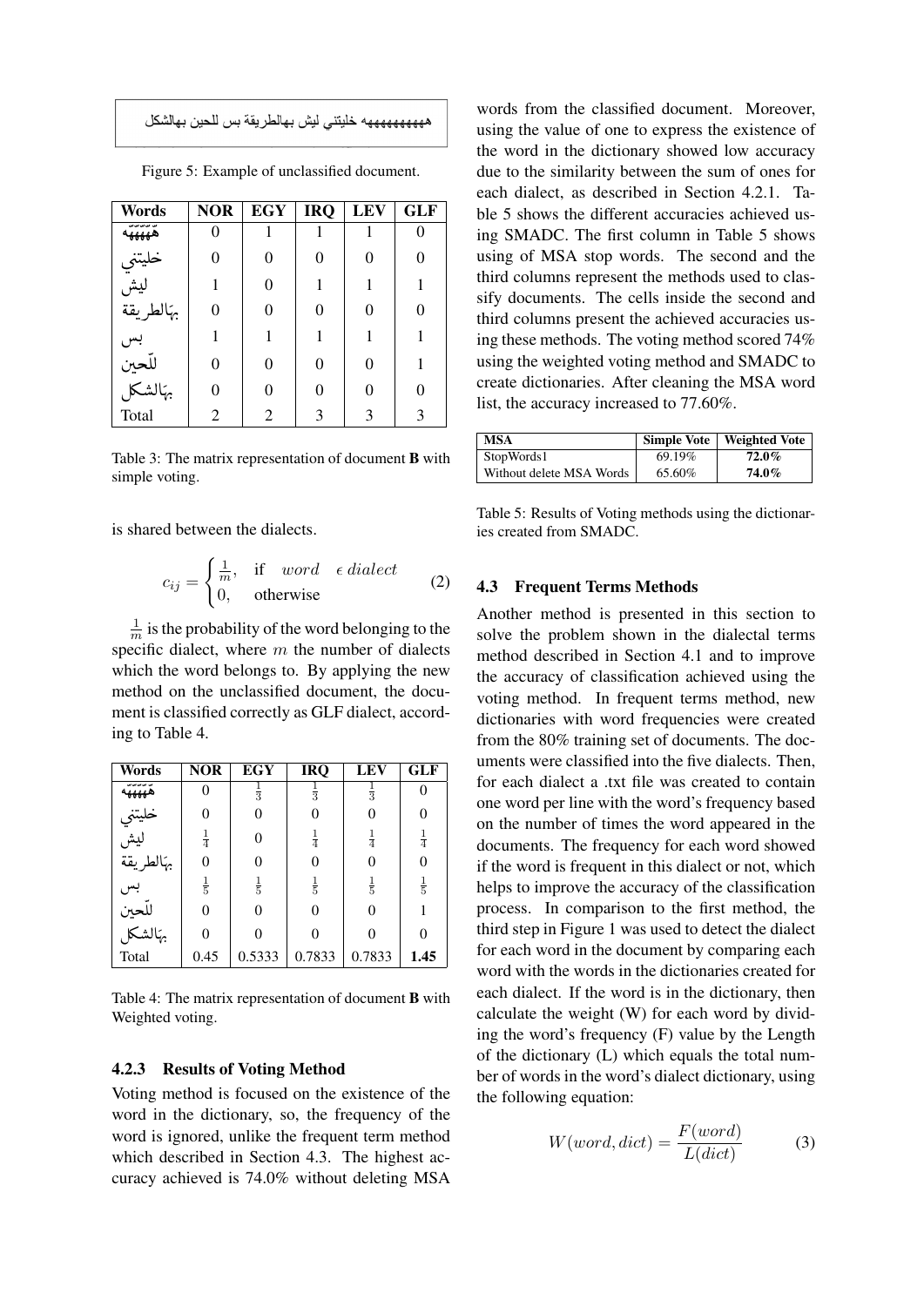هههههههههه خليتني ليش بهالطريقة بس للحين بهالشكل

Figure 5: Example of unclassified document.

| Words | NOR | EGY | IRQ | LEV | GLF |
|---|---|---|---|---|---|
| هههههه | 0 | 1 | 1 | 1 | 0 |
| خليتني | 0 | 0 | 0 | 0 | 0 |
| ليش | 1 | 0 | 1 | 1 | 1 |
| بهالطريقة | 0 | 0 | 0 | 0 | 0 |
| بس | 1 | 1 | 1 | 1 | 1 |
| للحين | 0 | 0 | 0 | 0 | 1 |
| بهالشكل | 0 | 0 | 0 | 0 | 0 |
| Total | 2 | 2 | 3 | 3 | 3 |

Table 3: The matrix representation of document **B** with simple voting.

is shared between the dialects.

$$c_{ij} = \begin{cases} \frac{1}{m}, & \text{if} \quad word \quad \epsilon \, dialect \\ 0, & \text{otherwise} \end{cases} \tag{2}$$

$\frac{1}{m}$ is the probability of the word belonging to the specific dialect, where $m$ the number of dialects which the word belongs to. By applying the new method on the unclassified document, the document is classified correctly as GLF dialect, according to Table 4.

| Words | NOR | EGY | IRQ | LEV | GLF |
|---|---|---|---|---|---|
| هههههه | 0 | $\frac{1}{3}$ | $\frac{1}{3}$ | $\frac{1}{3}$ | 0 |
| خليتني | 0 | 0 | 0 | 0 | 0 |
| ليش | $\frac{1}{4}$ | 0 | $\frac{1}{4}$ | $\frac{1}{4}$ | $\frac{1}{4}$ |
| بهالطريقة | 0 | 0 | 0 | 0 | 0 |
| بس | $\frac{1}{5}$ | $\frac{1}{5}$ | $\frac{1}{5}$ | $\frac{1}{5}$ | $\frac{1}{5}$ |
| للحين | 0 | 0 | 0 | 0 | 1 |
| بهالشكل | 0 | 0 | 0 | 0 | 0 |
| Total | 0.45 | 0.5333 | 0.7833 | 0.7833 | **1.45** |

Table 4: The matrix representation of document **B** with Weighted voting.

#### 4.2.3 Results of Voting Method

Voting method is focused on the existence of the word in the dictionary, so, the frequency of the word is ignored, unlike the frequent term method which described in Section 4.3. The highest accuracy achieved is 74.0% without deleting MSA words from the classified document. Moreover, using the value of one to express the existence of the word in the dictionary showed low accuracy due to the similarity between the sum of ones for each dialect, as described in Section 4.2.1. Table 5 shows the different accuracies achieved using SMADC. The first column in Table 5 shows using of MSA stop words. The second and the third columns represent the methods used to classify documents. The cells inside the second and third columns present the achieved accuracies using these methods. The voting method scored 74% using the weighted voting method and SMADC to create dictionaries. After cleaning the MSA word list, the accuracy increased to 77.60%.

| MSA | Simple Vote | Weighted Vote |
|---|---|---|
| StopWords1 | 69.19% | **72.0%** |
| Without delete MSA Words | 65.60% | **74.0%** |

Table 5: Results of Voting methods using the dictionaries created from SMADC.

### 4.3 Frequent Terms Methods

Another method is presented in this section to solve the problem shown in the dialectal terms method described in Section 4.1 and to improve the accuracy of classification achieved using the voting method. In frequent terms method, new dictionaries with word frequencies were created from the 80% training set of documents. The documents were classified into the five dialects. Then, for each dialect a .txt file was created to contain one word per line with the word's frequency based on the number of times the word appeared in the documents. The frequency for each word showed if the word is frequent in this dialect or not, which helps to improve the accuracy of the classification process. In comparison to the first method, the third step in Figure 1 was used to detect the dialect for each word in the document by comparing each word with the words in the dictionaries created for each dialect. If the word is in the dictionary, then calculate the weight (W) for each word by dividing the word's frequency (F) value by the Length of the dictionary (L) which equals the total number of words in the word's dialect dictionary, using the following equation:

$$W(word, dict) = \frac{F(word)}{L(dict)} \tag{3}$$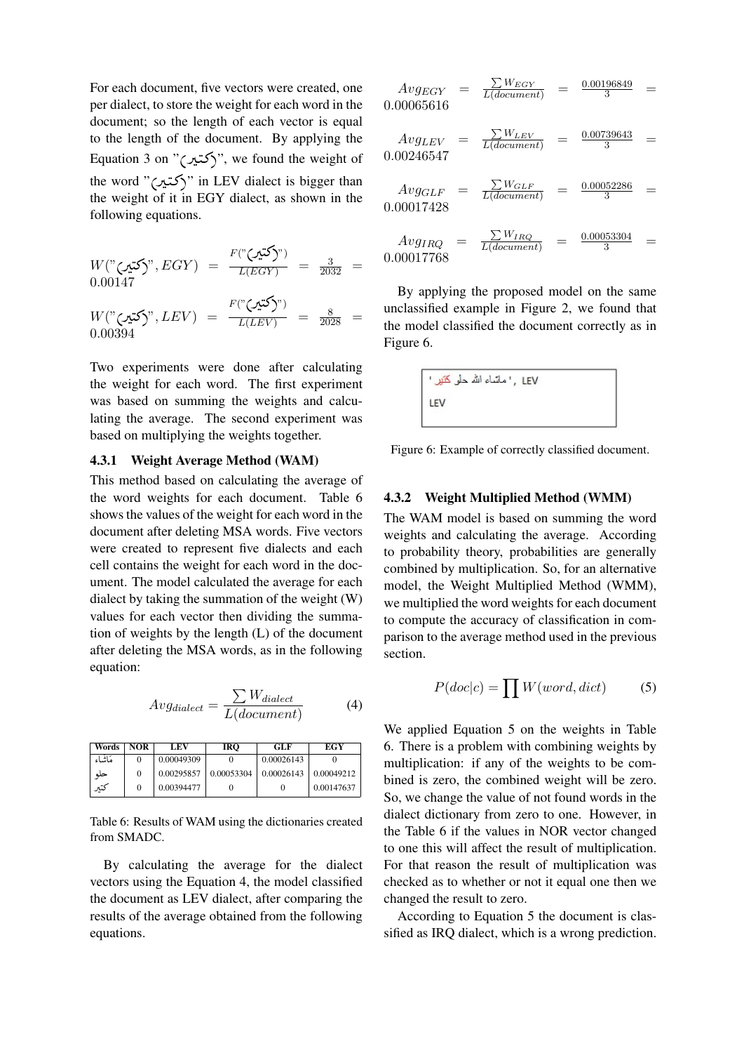For each document, five vectors were created, one per dialect, to store the weight for each word in the document; so the length of each vector is equal to the length of the document. By applying the Equation 3 on "كتير", we found the weight of the word "كتير" in LEV dialect is bigger than the weight of it in EGY dialect, as shown in the following equations.

$$W(\text{"كتير"}, EGY) = \frac{F(\text{"كتير"})}{L(EGY)} = \frac{3}{2032} = 0.00147$$

$$W(\text{"كتير"}, LEV) = \frac{F(\text{"كتير"})}{L(LEV)} = \frac{8}{2028} = 0.00394$$

Two experiments were done after calculating the weight for each word. The first experiment was based on summing the weights and calculating the average. The second experiment was based on multiplying the weights together.

### 4.3.1 Weight Average Method (WAM)

This method based on calculating the average of the word weights for each document. Table 6 shows the values of the weight for each word in the document after deleting MSA words. Five vectors were created to represent five dialects and each cell contains the weight for each word in the document. The model calculated the average for each dialect by taking the summation of the weight (W) values for each vector then dividing the summation of weights by the length (L) of the document after deleting the MSA words, as in the following equation:

$$Avg_{dialect} = \frac{\sum W_{dialect}}{L(document)} \quad (4)$$

| Words | NOR | LEV | IRQ | GLF | EGY |
|---|---|---|---|---|---|
| ماشاء | 0 | 0.00049309 | 0 | 0.00026143 | 0 |
| حلو | 0 | 0.00295857 | 0.00053304 | 0.00026143 | 0.00049212 |
| كتير | 0 | 0.00394477 | 0 | 0 | 0.00147637 |

Table 6: Results of WAM using the dictionaries created from SMADC.

By calculating the average for the dialect vectors using the Equation 4, the model classified the document as LEV dialect, after comparing the results of the average obtained from the following equations.

$$Avg_{EGY} = \frac{\sum W_{EGY}}{L(document)} = \frac{0.00196849}{3} = 0.00065616$$

$$Avg_{LEV} = \frac{\sum W_{LEV}}{L(document)} = \frac{0.00739643}{3} = 0.00246547$$

$$Avg_{GLF} = \frac{\sum W_{GLF}}{L(document)} = \frac{0.00052286}{3} = 0.00017428$$

$$Avg_{IRQ} = \frac{\sum W_{IRQ}}{L(document)} = \frac{0.00053304}{3} = 0.00017768$$

By applying the proposed model on the same unclassified example in Figure 2, we found that the model classified the document correctly as in Figure 6.

'ماشاء الله حلو كتير', LEV
LEV

Figure 6: Example of correctly classified document.

### 4.3.2 Weight Multiplied Method (WMM)

The WAM model is based on summing the word weights and calculating the average. According to probability theory, probabilities are generally combined by multiplication. So, for an alternative model, the Weight Multiplied Method (WMM), we multiplied the word weights for each document to compute the accuracy of classification in comparison to the average method used in the previous section.

$$P(doc|c) = \prod W(word, dict) \quad (5)$$

We applied Equation 5 on the weights in Table 6. There is a problem with combining weights by multiplication: if any of the weights to be combined is zero, the combined weight will be zero. So, we change the value of not found words in the dialect dictionary from zero to one. However, in the Table 6 if the values in NOR vector changed to one this will affect the result of multiplication. For that reason the result of multiplication was checked as to whether or not it equal one then we changed the result to zero.

According to Equation 5 the document is classified as IRQ dialect, which is a wrong prediction.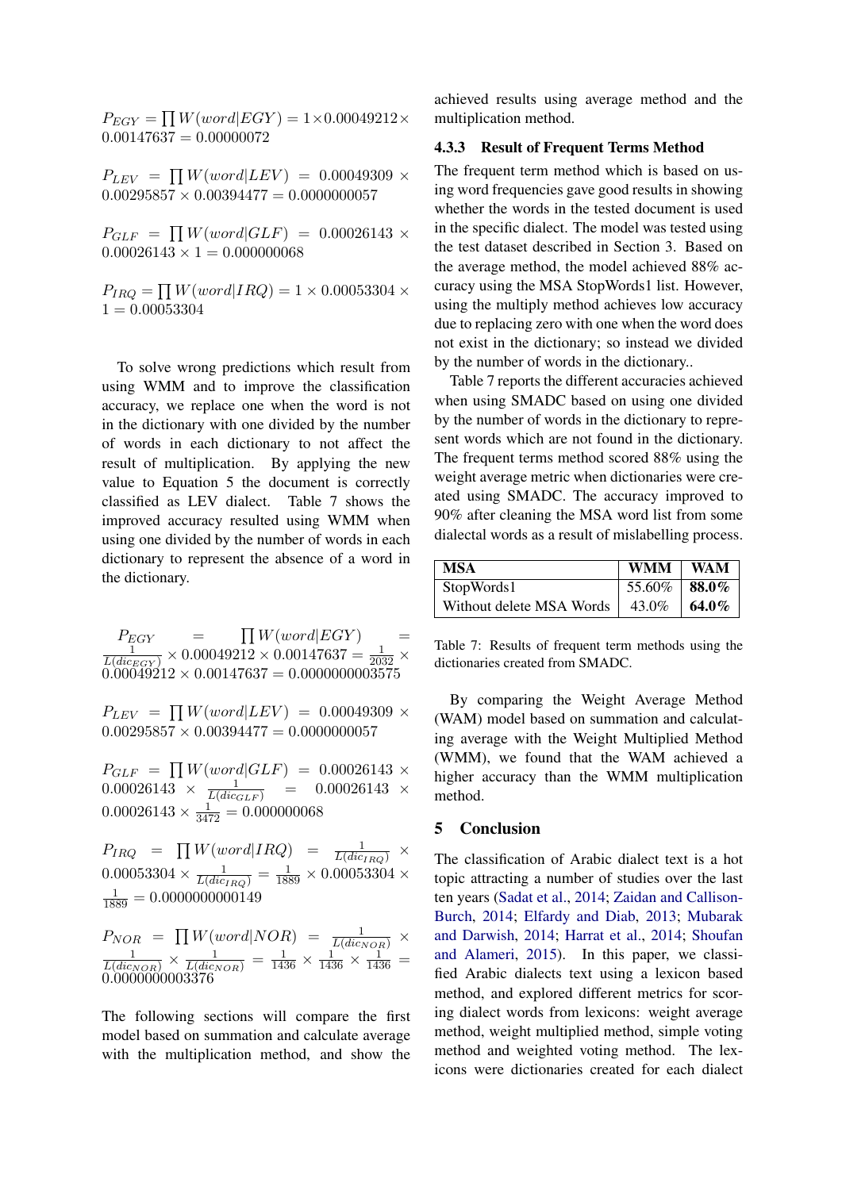$P_{EGY} = \prod W(word|EGY) = 1 \times 0.00049212 \times 0.00147637 = 0.00000072$

$P_{LEV} = \prod W(word|LEV) = 0.00049309 \times 0.00295857 \times 0.00394477 = 0.0000000057$

$P_{GLF} = \prod W(word|GLF) = 0.00026143 \times 0.00026143 \times 1 = 0.000000068$

$P_{IRQ} = \prod W(word|IRQ) = 1 \times 0.00053304 \times 1 = 0.00053304$

To solve wrong predictions which result from using WMM and to improve the classification accuracy, we replace one when the word is not in the dictionary with one divided by the number of words in each dictionary to not affect the result of multiplication. By applying the new value to Equation 5 the document is correctly classified as LEV dialect. Table 7 shows the improved accuracy resulted using WMM when using one divided by the number of words in each dictionary to represent the absence of a word in the dictionary.

$P_{EGY} = \prod W(word|EGY) = \frac{1}{L(dic_{EGY})} \times 0.00049212 \times 0.00147637 = \frac{1}{2032} \times 0.00049212 \times 0.00147637 = 0.0000000003575$

$P_{LEV} = \prod W(word|LEV) = 0.00049309 \times 0.00295857 \times 0.00394477 = 0.0000000057$

$P_{GLF} = \prod W(word|GLF) = 0.00026143 \times 0.00026143 \times \frac{1}{L(dic_{GLF})} = 0.00026143 \times 0.00026143 \times \frac{1}{3472} = 0.000000068$

$P_{IRQ} = \prod W(word|IRQ) = \frac{1}{L(dic_{IRQ})} \times 0.00053304 \times \frac{1}{L(dic_{IRQ})} = \frac{1}{1889} \times 0.00053304 \times \frac{1}{1889} = 0.0000000000149$

$P_{NOR} = \prod W(word|NOR) = \frac{1}{L(dic_{NOR})} \times \frac{1}{L(dic_{NOR})} \times \frac{1}{L(dic_{NOR})} = \frac{1}{1436} \times \frac{1}{1436} \times \frac{1}{1436} = 0.0000000003376$

The following sections will compare the first model based on summation and calculate average with the multiplication method, and show the achieved results using average method and the multiplication method.

### 4.3.3 Result of Frequent Terms Method

The frequent term method which is based on using word frequencies gave good results in showing whether the words in the tested document is used in the specific dialect. The model was tested using the test dataset described in Section 3. Based on the average method, the model achieved 88% accuracy using the MSA StopWords1 list. However, using the multiply method achieves low accuracy due to replacing zero with one when the word does not exist in the dictionary; so instead we divided by the number of words in the dictionary..

Table 7 reports the different accuracies achieved when using SMADC based on using one divided by the number of words in the dictionary to represent words which are not found in the dictionary. The frequent terms method scored 88% using the weight average metric when dictionaries were created using SMADC. The accuracy improved to 90% after cleaning the MSA word list from some dialectal words as a result of mislabelling process.

| MSA | WMM | WAM |
|---|---|---|
| StopWords1 | 55.60% | **88.0%** |
| Without delete MSA Words | 43.0% | **64.0%** |

Table 7: Results of frequent term methods using the dictionaries created from SMADC.

By comparing the Weight Average Method (WAM) model based on summation and calculating average with the Weight Multiplied Method (WMM), we found that the WAM achieved a higher accuracy than the WMM multiplication method.

## 5 Conclusion

The classification of Arabic dialect text is a hot topic attracting a number of studies over the last ten years (Sadat et al., 2014; Zaidan and Callison-Burch, 2014; Elfardy and Diab, 2013; Mubarak and Darwish, 2014; Harrat et al., 2014; Shoufan and Alameri, 2015). In this paper, we classified Arabic dialects text using a lexicon based method, and explored different metrics for scoring dialect words from lexicons: weight average method, weight multiplied method, simple voting method and weighted voting method. The lexicons were dictionaries created for each dialect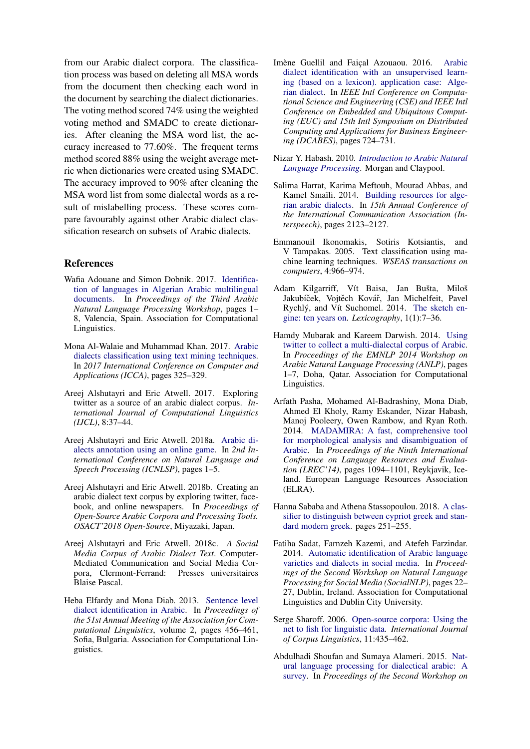from our Arabic dialect corpora. The classification process was based on deleting all MSA words from the document then checking each word in the document by searching the dialect dictionaries. The voting method scored 74% using the weighted voting method and SMADC to create dictionaries. After cleaning the MSA word list, the accuracy increased to 77.60%. The frequent terms method scored 88% using the weight average metric when dictionaries were created using SMADC. The accuracy improved to 90% after cleaning the MSA word list from some dialectal words as a result of mislabelling process. These scores compare favourably against other Arabic dialect classification research on subsets of Arabic dialects.

## References

Wafia Adouane and Simon Dobnik. 2017. Identification of languages in Algerian Arabic multilingual documents. In *Proceedings of the Third Arabic Natural Language Processing Workshop*, pages 1–8, Valencia, Spain. Association for Computational Linguistics.

Mona Al-Walaie and Muhammad Khan. 2017. Arabic dialects classification using text mining techniques. In *2017 International Conference on Computer and Applications (ICCA)*, pages 325–329.

Areej Alshutayri and Eric Atwell. 2017. Exploring twitter as a source of an arabic dialect corpus. *International Journal of Computational Linguistics (IJCL)*, 8:37–44.

Areej Alshutayri and Eric Atwell. 2018a. Arabic dialects annotation using an online game. In *2nd International Conference on Natural Language and Speech Processing (ICNLSP)*, pages 1–5.

Areej Alshutayri and Eric Atwell. 2018b. Creating an arabic dialect text corpus by exploring twitter, facebook, and online newspapers. In *Proceedings of Open-Source Arabic Corpora and Processing Tools. OSACT'2018 Open-Source*, Miyazaki, Japan.

Areej Alshutayri and Eric Atwell. 2018c. *A Social Media Corpus of Arabic Dialect Text*. Computer-Mediated Communication and Social Media Corpora, Clermont-Ferrand: Presses universitaires Blaise Pascal.

Heba Elfardy and Mona Diab. 2013. Sentence level dialect identification in Arabic. In *Proceedings of the 51st Annual Meeting of the Association for Computational Linguistics*, volume 2, pages 456–461, Sofia, Bulgaria. Association for Computational Linguistics.

Imène Guellil and Faiçal Azouaou. 2016. Arabic dialect identification with an unsupervised learning (based on a lexicon). application case: Algerian dialect. In *IEEE Intl Conference on Computational Science and Engineering (CSE) and IEEE Intl Conference on Embedded and Ubiquitous Computing (EUC) and 15th Intl Symposium on Distributed Computing and Applications for Business Engineering (DCABES)*, pages 724–731.

Nizar Y. Habash. 2010. *Introduction to Arabic Natural Language Processing*. Morgan and Claypool.

Salima Harrat, Karima Meftouh, Mourad Abbas, and Kamel Smaïli. 2014. Building resources for algerian arabic dialects. In *15th Annual Conference of the International Communication Association (Interspeech)*, pages 2123–2127.

Emmanouil Ikonomakis, Sotiris Kotsiantis, and V Tampakas. 2005. Text classification using machine learning techniques. *WSEAS transactions on computers*, 4:966–974.

Adam Kilgarriff, Vít Baisa, Jan Bušta, Miloš Jakubíček, Vojtěch Kovář, Jan Michelfeit, Pavel Rychlý, and Vít Suchomel. 2014. The sketch engine: ten years on. *Lexicography*, 1(1):7–36.

Hamdy Mubarak and Kareem Darwish. 2014. Using twitter to collect a multi-dialectal corpus of Arabic. In *Proceedings of the EMNLP 2014 Workshop on Arabic Natural Language Processing (ANLP)*, pages 1–7, Doha, Qatar. Association for Computational Linguistics.

Arfath Pasha, Mohamed Al-Badrashiny, Mona Diab, Ahmed El Kholy, Ramy Eskander, Nizar Habash, Manoj Pooleery, Owen Rambow, and Ryan Roth. 2014. MADAMIRA: A fast, comprehensive tool for morphological analysis and disambiguation of Arabic. In *Proceedings of the Ninth International Conference on Language Resources and Evaluation (LREC'14)*, pages 1094–1101, Reykjavik, Iceland. European Language Resources Association (ELRA).

Hanna Sababa and Athena Stassopoulou. 2018. A classifier to distinguish between cypriot greek and standard modern greek. pages 251–255.

Fatiha Sadat, Farnzeh Kazemi, and Atefeh Farzindar. 2014. Automatic identification of Arabic language varieties and dialects in social media. In *Proceedings of the Second Workshop on Natural Language Processing for Social Media (SocialNLP)*, pages 22–27, Dublin, Ireland. Association for Computational Linguistics and Dublin City University.

Serge Sharoff. 2006. Open-source corpora: Using the net to fish for linguistic data. *International Journal of Corpus Linguistics*, 11:435–462.

Abdulhadi Shoufan and Sumaya Alameri. 2015. Natural language processing for dialectical arabic: A survey. In *Proceedings of the Second Workshop on*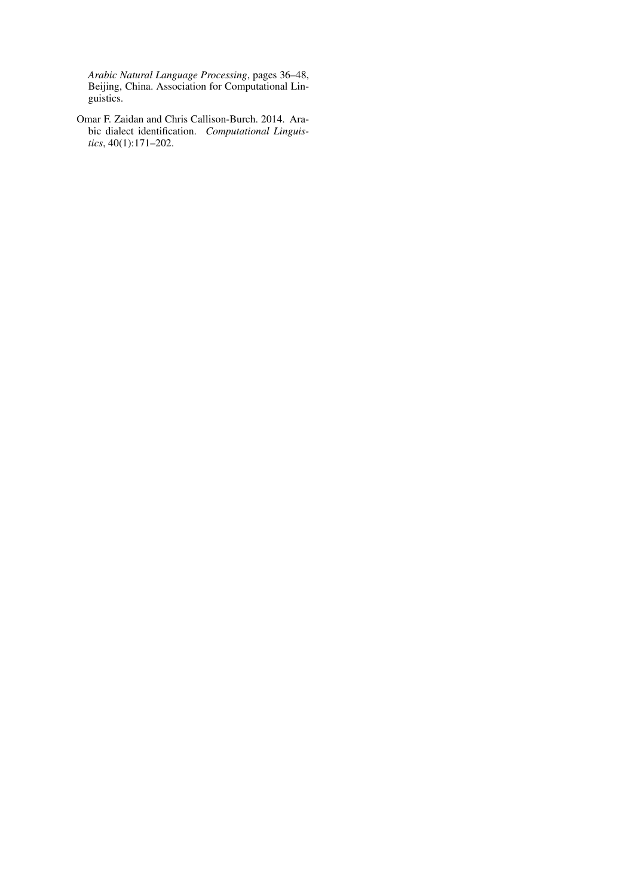*Arabic Natural Language Processing*, pages 36–48, Beijing, China. Association for Computational Linguistics.

Omar F. Zaidan and Chris Callison-Burch. 2014. Arabic dialect identification. *Computational Linguistics*, 40(1):171–202.